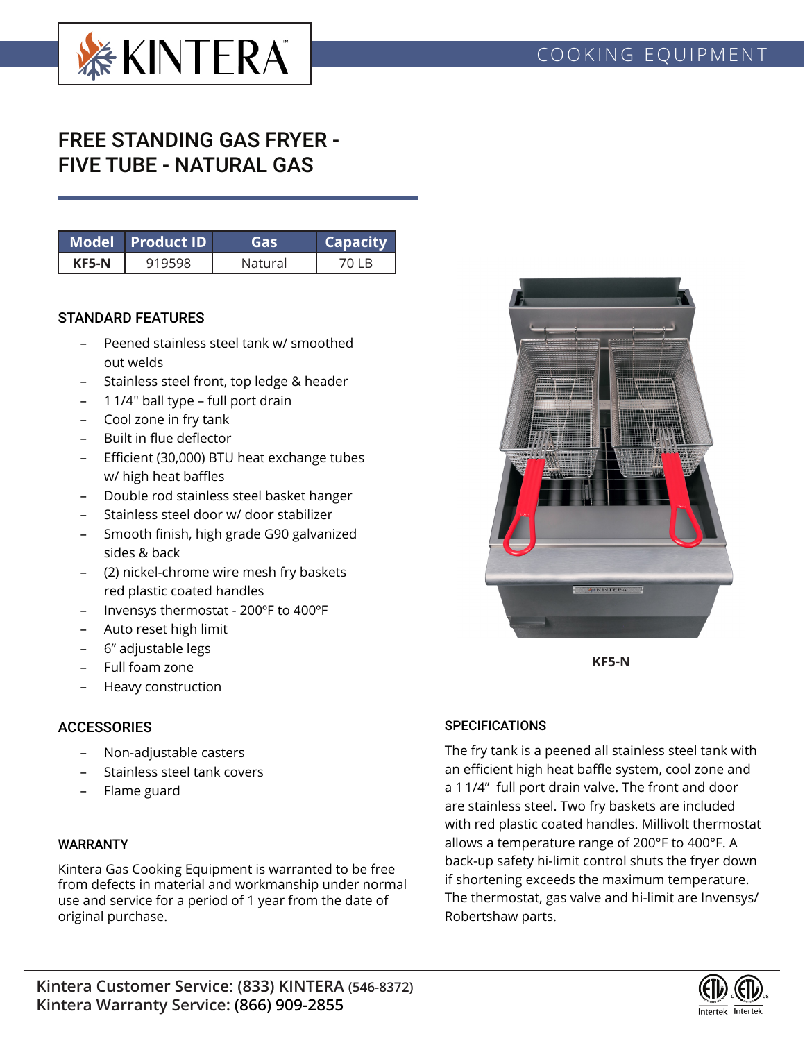# FREE STANDING GAS FRYER - FIVE TUBE - NATURAL GAS

| Model | Product ID | Gas | Capacity |
|---|---|---|---|
| **KF5-N** | 919598 | Natural | 70 LB |

## STANDARD FEATURES

- Peened stainless steel tank w/ smoothed out welds
- Stainless steel front, top ledge & header
- 1 1/4" ball type – full port drain
- Cool zone in fry tank
- Built in flue deflector
- Efficient (30,000) BTU heat exchange tubes w/ high heat baffles
- Double rod stainless steel basket hanger
- Stainless steel door w/ door stabilizer
- Smooth finish, high grade G90 galvanized sides & back
- (2) nickel-chrome wire mesh fry baskets red plastic coated handles
- Invensys thermostat - 200ºF to 400ºF
- Auto reset high limit
- 6" adjustable legs
- Full foam zone
- Heavy construction

**KF5-N**

## ACCESSORIES

- Non-adjustable casters
- Stainless steel tank covers
- Flame guard

## WARRANTY

Kintera Gas Cooking Equipment is warranted to be free from defects in material and workmanship under normal use and service for a period of 1 year from the date of original purchase.

## SPECIFICATIONS

The fry tank is a peened all stainless steel tank with an efficient high heat baffle system, cool zone and a 1 1/4" full port drain valve. The front and door are stainless steel. Two fry baskets are included with red plastic coated handles. Millivolt thermostat allows a temperature range of 200°F to 400°F. A back-up safety hi-limit control shuts the fryer down if shortening exceeds the maximum temperature. The thermostat, gas valve and hi-limit are Invensys/ Robertshaw parts.

**Kintera Customer Service: (833) KINTERA (546-8372)**
**Kintera Warranty Service: (866) 909-2855**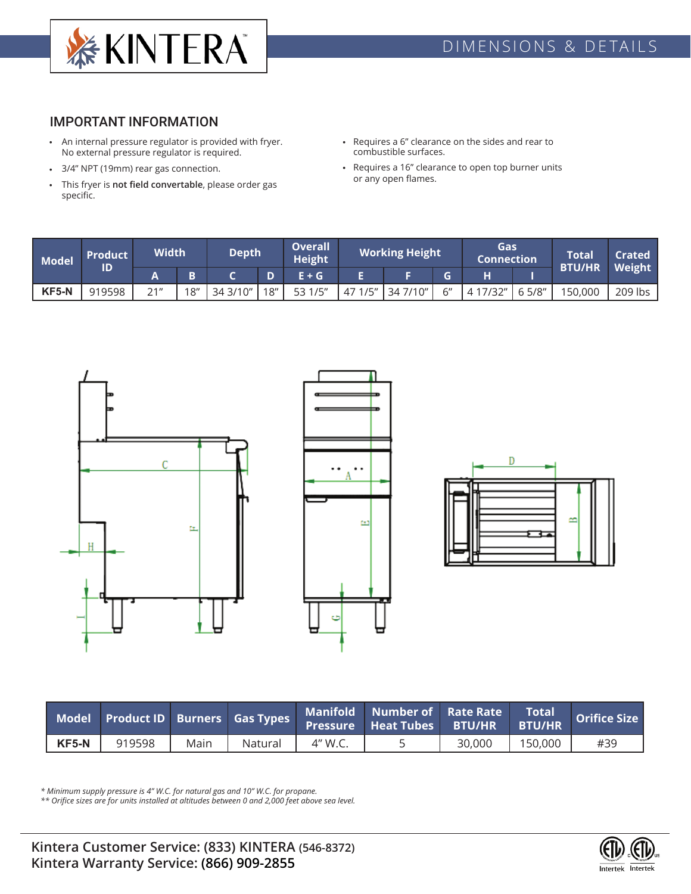DIMENSIONS & DETAILS

## IMPORTANT INFORMATION

- An internal pressure regulator is provided with fryer. No external pressure regulator is required.
- 3/4" NPT (19mm) rear gas connection.
- This fryer is **not field convertable**, please order gas specific.
- Requires a 6" clearance on the sides and rear to combustible surfaces.
- Requires a 16" clearance to open top burner units or any open flames.

| Model | Product ID | Width | | Depth | | Overall Height | Working Height | | | Gas Connection | | Total BTU/HR | Crated Weight |
|---|---|---|---|---|---|---|---|---|---|---|---|---|---|
| | | A | B | C | D | E + G | E | F | G | H | I | | |
| **KF5-N** | 919598 | 21" | 18" | 34 3/10" | 18" | 53 1/5" | 47 1/5" | 34 7/10" | 6" | 4 17/32" | 6 5/8" | 150,000 | 209 lbs |

| Model | Product ID | Burners | Gas Types | Manifold Pressure | Number of Heat Tubes | Rate Rate BTU/HR | Total BTU/HR | Orifice Size |
|---|---|---|---|---|---|---|---|---|
| **KF5-N** | 919598 | Main | Natural | 4" W.C. | 5 | 30,000 | 150,000 | #39 |

*\* Minimum supply pressure is 4" W.C. for natural gas and 10" W.C. for propane.*
*\*\* Orifice sizes are for units installed at altitudes between 0 and 2,000 feet above sea level.*

**Kintera Customer Service: (833) KINTERA (546-8372)**
**Kintera Warranty Service: (866) 909-2855**